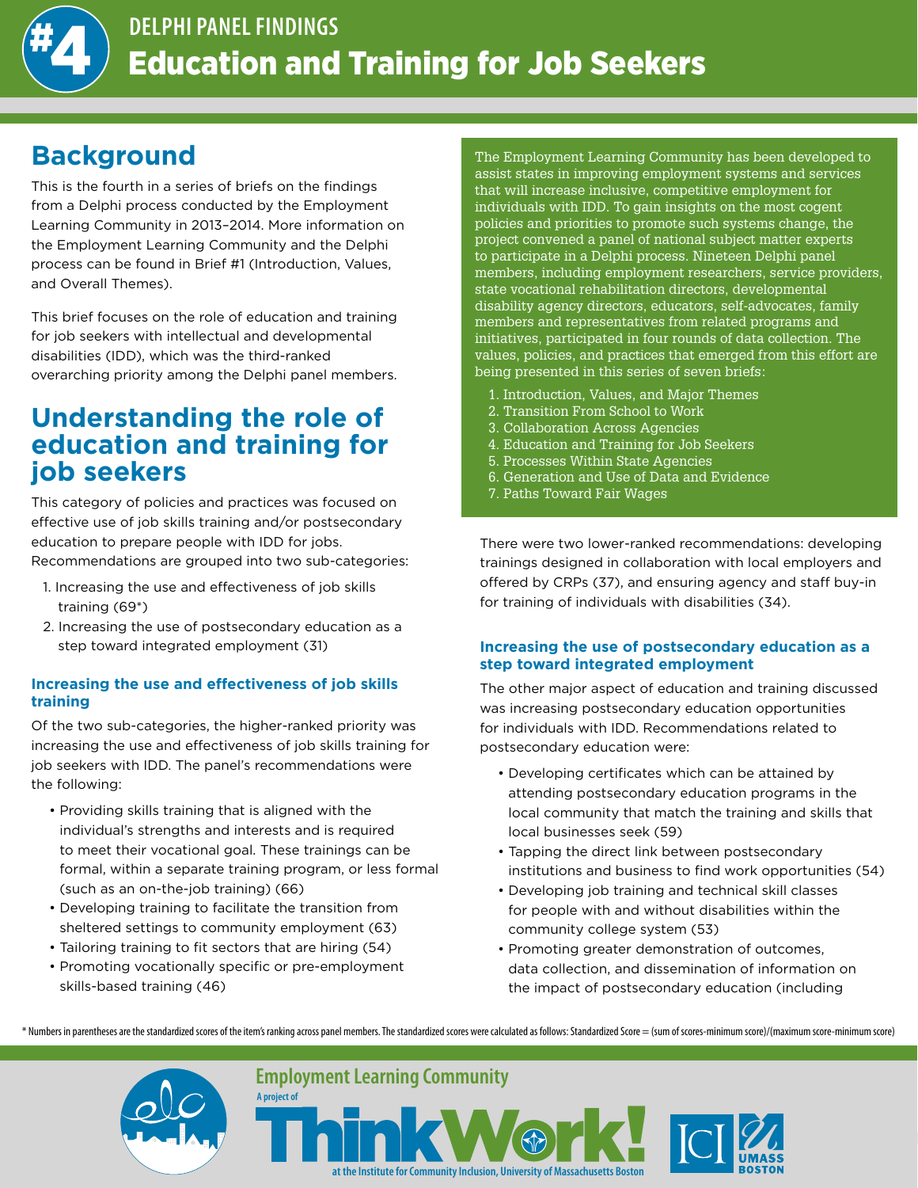# #4 DELPHI PANEL FINDINGS

# Education and Training for Job Seekers

## Background

This is the fourth in a series of briefs on the findings from a Delphi process conducted by the Employment Learning Community in 2013–2014. More information on the Employment Learning Community and the Delphi process can be found in Brief #1 (Introduction, Values, and Overall Themes).

This brief focuses on the role of education and training for job seekers with intellectual and developmental disabilities (IDD), which was the third-ranked overarching priority among the Delphi panel members.

The Employment Learning Community has been developed to assist states in improving employment systems and services that will increase inclusive, competitive employment for individuals with IDD. To gain insights on the most cogent policies and priorities to promote such systems change, the project convened a panel of national subject matter experts to participate in a Delphi process. Nineteen Delphi panel members, including employment researchers, service providers, state vocational rehabilitation directors, developmental disability agency directors, educators, self-advocates, family members and representatives from related programs and initiatives, participated in four rounds of data collection. The values, policies, and practices that emerged from this effort are being presented in this series of seven briefs:

1. Introduction, Values, and Major Themes
2. Transition From School to Work
3. Collaboration Across Agencies
4. Education and Training for Job Seekers
5. Processes Within State Agencies
6. Generation and Use of Data and Evidence
7. Paths Toward Fair Wages

## Understanding the role of education and training for job seekers

This category of policies and practices was focused on effective use of job skills training and/or postsecondary education to prepare people with IDD for jobs. Recommendations are grouped into two sub-categories:

1. Increasing the use and effectiveness of job skills training (69*)
2. Increasing the use of postsecondary education as a step toward integrated employment (31)

### Increasing the use and effectiveness of job skills training

Of the two sub-categories, the higher-ranked priority was increasing the use and effectiveness of job skills training for job seekers with IDD. The panel's recommendations were the following:

- Providing skills training that is aligned with the individual's strengths and interests and is required to meet their vocational goal. These trainings can be formal, within a separate training program, or less formal (such as an on-the-job training) (66)
- Developing training to facilitate the transition from sheltered settings to community employment (63)
- Tailoring training to fit sectors that are hiring (54)
- Promoting vocationally specific or pre-employment skills-based training (46)

There were two lower-ranked recommendations: developing trainings designed in collaboration with local employers and offered by CRPs (37), and ensuring agency and staff buy-in for training of individuals with disabilities (34).

### Increasing the use of postsecondary education as a step toward integrated employment

The other major aspect of education and training discussed was increasing postsecondary education opportunities for individuals with IDD. Recommendations related to postsecondary education were:

- Developing certificates which can be attained by attending postsecondary education programs in the local community that match the training and skills that local businesses seek (59)
- Tapping the direct link between postsecondary institutions and business to find work opportunities (54)
- Developing job training and technical skill classes for people with and without disabilities within the community college system (53)
- Promoting greater demonstration of outcomes, data collection, and dissemination of information on the impact of postsecondary education (including

\* Numbers in parentheses are the standardized scores of the item's ranking across panel members. The standardized scores were calculated as follows: Standardized Score = (sum of scores-minimum score)/(maximum score-minimum score)

Employment Learning Community

A project of ThinkWork! at the Institute for Community Inclusion, University of Massachusetts Boston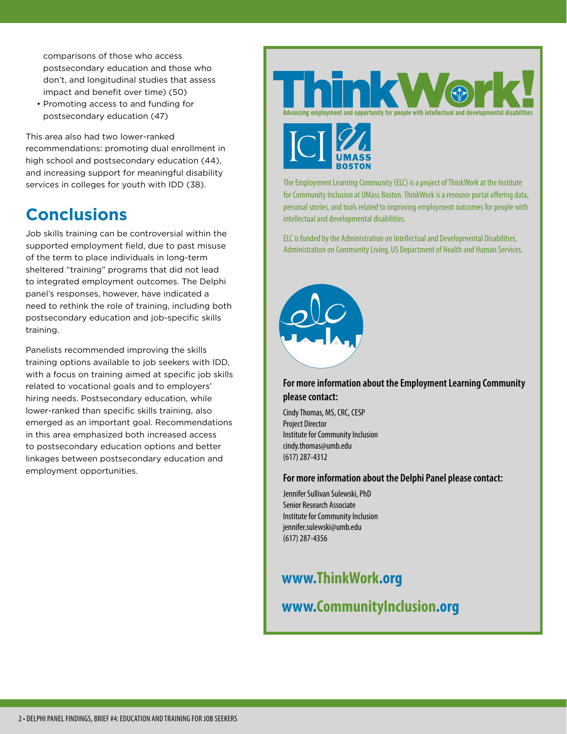comparisons of those who access postsecondary education and those who don't, and longitudinal studies that assess impact and benefit over time) (50)

- Promoting access to and funding for postsecondary education (47)

This area also had two lower-ranked recommendations: promoting dual enrollment in high school and postsecondary education (44), and increasing support for meaningful disability services in colleges for youth with IDD (38).

## Conclusions

Job skills training can be controversial within the supported employment field, due to past misuse of the term to place individuals in long-term sheltered "training" programs that did not lead to integrated employment outcomes. The Delphi panel's responses, however, have indicated a need to rethink the role of training, including both postsecondary education and job-specific skills training.

Panelists recommended improving the skills training options available to job seekers with IDD, with a focus on training aimed at specific job skills related to vocational goals and to employers' hiring needs. Postsecondary education, while lower-ranked than specific skills training, also emerged as an important goal. Recommendations in this area emphasized both increased access to postsecondary education options and better linkages between postsecondary education and employment opportunities.

ThinkWork!

Advancing employment and opportunity for people with intellectual and developmental disabilities

ICI UMASS BOSTON

The Employment Learning Community (ELC) is a project of ThinkWork at the Institute for Community Inclusion at UMass Boston. ThinkWork is a resource portal offering data, personal stories, and tools related to improving employment outcomes for people with intellectual and developmental disabilities.

ELC is funded by the Administration on Intellectual and Developmental Disabilities, Administration on Community Living, US Department of Health and Human Services.

**For more information about the Employment Learning Community please contact:**

Cindy Thomas, MS, CRC, CESP
Project Director
Institute for Community Inclusion
cindy.thomas@umb.edu
(617) 287-4312

**For more information about the Delphi Panel please contact:**

Jennifer Sullivan Sulewski, PhD
Senior Research Associate
Institute for Community Inclusion
jennifer.sulewski@umb.edu
(617) 287-4356

**www.ThinkWork.org**

**www.CommunityInclusion.org**